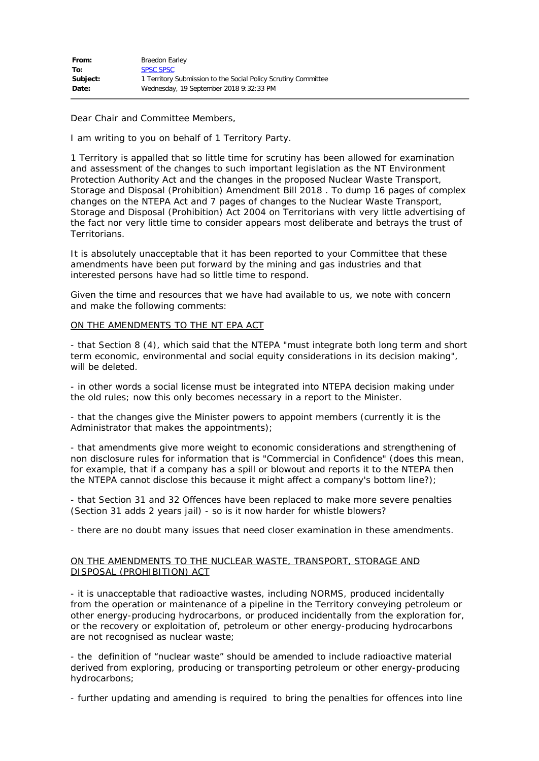| | |
|---|---|
| **From:** | Braedon Earley |
| **To:** | SPSC SPSC |
| **Subject:** | 1 Territory Submission to the Social Policy Scrutiny Committee |
| **Date:** | Wednesday, 19 September 2018 9:32:33 PM |

Dear Chair and Committee Members,

I am writing to you on behalf of 1 Territory Party.

1 Territory is appalled that so little time for scrutiny has been allowed for examination and assessment of the changes to such important legislation as the NT Environment Protection Authority Act and the changes in the proposed Nuclear Waste Transport, Storage and Disposal (Prohibition) Amendment Bill 2018 . To dump 16 pages of complex changes on the NTEPA Act and 7 pages of changes to the Nuclear Waste Transport, Storage and Disposal (Prohibition) Act 2004 on Territorians with very little advertising of the fact nor very little time to consider appears most deliberate and betrays the trust of Territorians.

It is absolutely unacceptable that it has been reported to your Committee that these amendments have been put forward by the mining and gas industries and that interested persons have had so little time to respond.

Given the time and resources that we have had available to us, we note with concern and make the following comments:

<u>ON THE AMENDMENTS TO THE NT EPA ACT</u>

- that Section 8 (4), which said that the NTEPA "must integrate both long term and short term economic, environmental and social equity considerations in its decision making", will be deleted.

- in other words a social license must be integrated into NTEPA decision making under the old rules; now this only becomes necessary in a report to the Minister.

- that the changes give the Minister powers to appoint members (currently it is the Administrator that makes the appointments);

- that amendments give more weight to economic considerations and strengthening of non disclosure rules for information that is "Commercial in Confidence" (does this mean, for example, that if a company has a spill or blowout and reports it to the NTEPA then the NTEPA cannot disclose this because it might affect a company's bottom line?);

- that Section 31 and 32 Offences have been replaced to make more severe penalties (Section 31 adds 2 years jail) - so is it now harder for whistle blowers?

- there are no doubt many issues that need closer examination in these amendments.

<u>ON THE AMENDMENTS TO THE NUCLEAR WASTE, TRANSPORT, STORAGE AND DISPOSAL (PROHIBITION) ACT</u>

- it is unacceptable that radioactive wastes, including NORMS, produced incidentally from the operation or maintenance of a pipeline in the Territory conveying petroleum or other energy-producing hydrocarbons, or produced incidentally from the exploration for, or the recovery or exploitation of, petroleum or other energy-producing hydrocarbons are not recognised as nuclear waste;

- the definition of "nuclear waste" should be amended to include radioactive material derived from exploring, producing or transporting petroleum or other energy-producing hydrocarbons;

- further updating and amending is required to bring the penalties for offences into line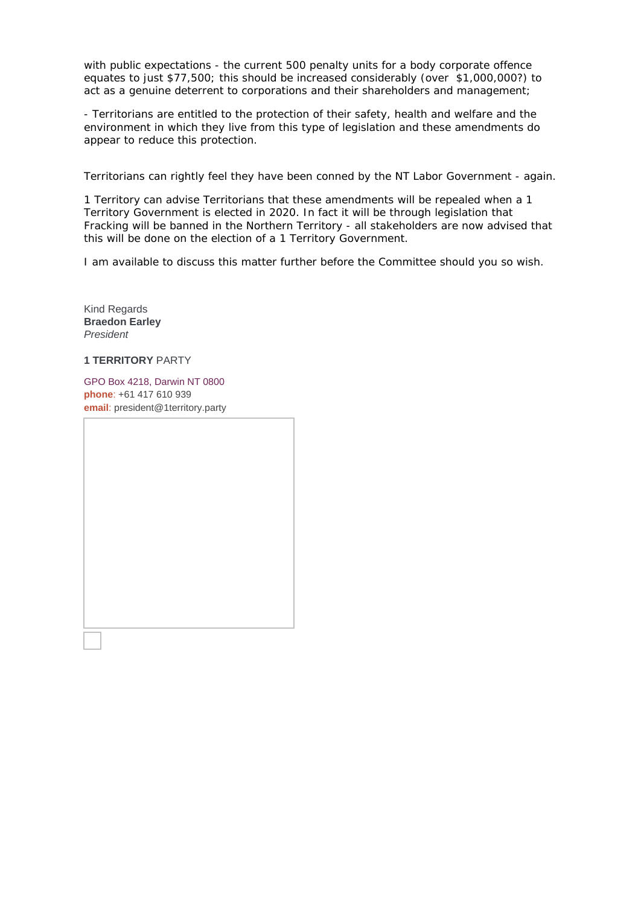with public expectations - the current 500 penalty units for a body corporate offence equates to just $77,500; this should be increased considerably (over $1,000,000?) to act as a genuine deterrent to corporations and their shareholders and management;

- Territorians are entitled to the protection of their safety, health and welfare and the environment in which they live from this type of legislation and these amendments do appear to reduce this protection.

Territorians can rightly feel they have been conned by the NT Labor Government - again.

1 Territory can advise Territorians that these amendments will be repealed when a 1 Territory Government is elected in 2020. In fact it will be through legislation that Fracking will be banned in the Northern Territory - all stakeholders are now advised that this will be done on the election of a 1 Territory Government.

I am available to discuss this matter further before the Committee should you so wish.

Kind Regards
**Braedon Earley**
*President*

**1 TERRITORY** PARTY

GPO Box 4218, Darwin NT 0800
**phone**: +61 417 610 939
**email**: president@1territory.party